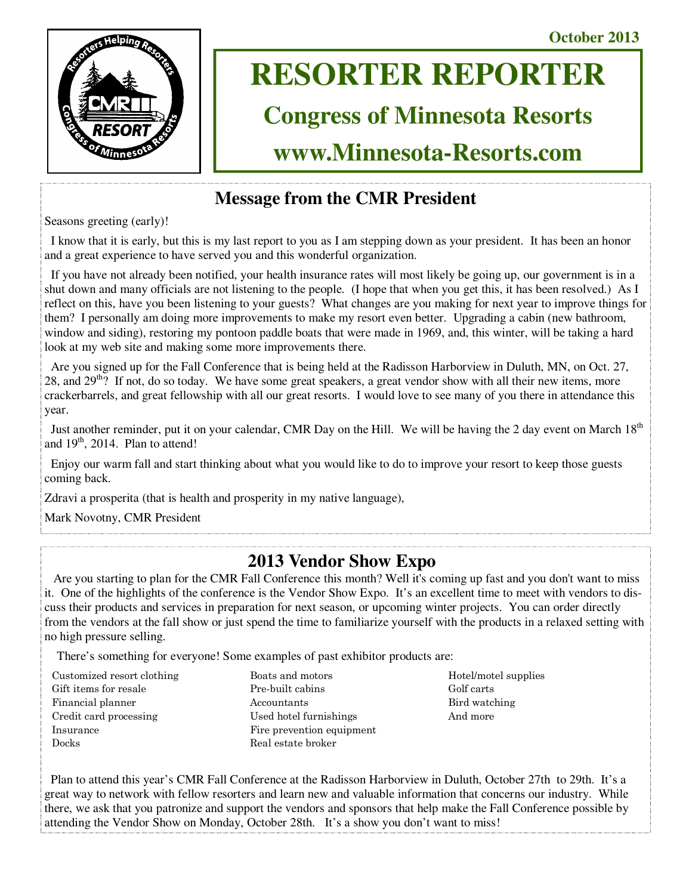October 2013

# RESORTER REPORTER

## Congress of Minnesota Resorts

## www.Minnesota-Resorts.com

## Message from the CMR President

Seasons greeting (early)!

I know that it is early, but this is my last report to you as I am stepping down as your president. It has been an honor and a great experience to have served you and this wonderful organization.

If you have not already been notified, your health insurance rates will most likely be going up, our government is in a shut down and many officials are not listening to the people. (I hope that when you get this, it has been resolved.) As I reflect on this, have you been listening to your guests? What changes are you making for next year to improve things for them? I personally am doing more improvements to make my resort even better. Upgrading a cabin (new bathroom, window and siding), restoring my pontoon paddle boats that were made in 1969, and, this winter, will be taking a hard look at my web site and making some more improvements there.

Are you signed up for the Fall Conference that is being held at the Radisson Harborview in Duluth, MN, on Oct. 27, 28, and 29th? If not, do so today. We have some great speakers, a great vendor show with all their new items, more crackerbarrels, and great fellowship with all our great resorts. I would love to see many of you there in attendance this year.

Just another reminder, put it on your calendar, CMR Day on the Hill. We will be having the 2 day event on March 18th and 19th, 2014. Plan to attend!

Enjoy our warm fall and start thinking about what you would like to do to improve your resort to keep those guests coming back.

Zdravi a prosperita (that is health and prosperity in my native language),

Mark Novotny, CMR President

## 2013 Vendor Show Expo

Are you starting to plan for the CMR Fall Conference this month? Well it's coming up fast and you don't want to miss it. One of the highlights of the conference is the Vendor Show Expo. It's an excellent time to meet with vendors to discuss their products and services in preparation for next season, or upcoming winter projects. You can order directly from the vendors at the fall show or just spend the time to familiarize yourself with the products in a relaxed setting with no high pressure selling.

There's something for everyone! Some examples of past exhibitor products are:

- Customized resort clothing
- Gift items for resale
- Financial planner
- Credit card processing
- Insurance
- Docks
- Boats and motors
- Pre-built cabins
- Accountants
- Used hotel furnishings
- Fire prevention equipment
- Real estate broker
- Hotel/motel supplies
- Golf carts
- Bird watching
- And more

Plan to attend this year's CMR Fall Conference at the Radisson Harborview in Duluth, October 27th to 29th. It's a great way to network with fellow resorters and learn new and valuable information that concerns our industry. While there, we ask that you patronize and support the vendors and sponsors that help make the Fall Conference possible by attending the Vendor Show on Monday, October 28th. It's a show you don't want to miss!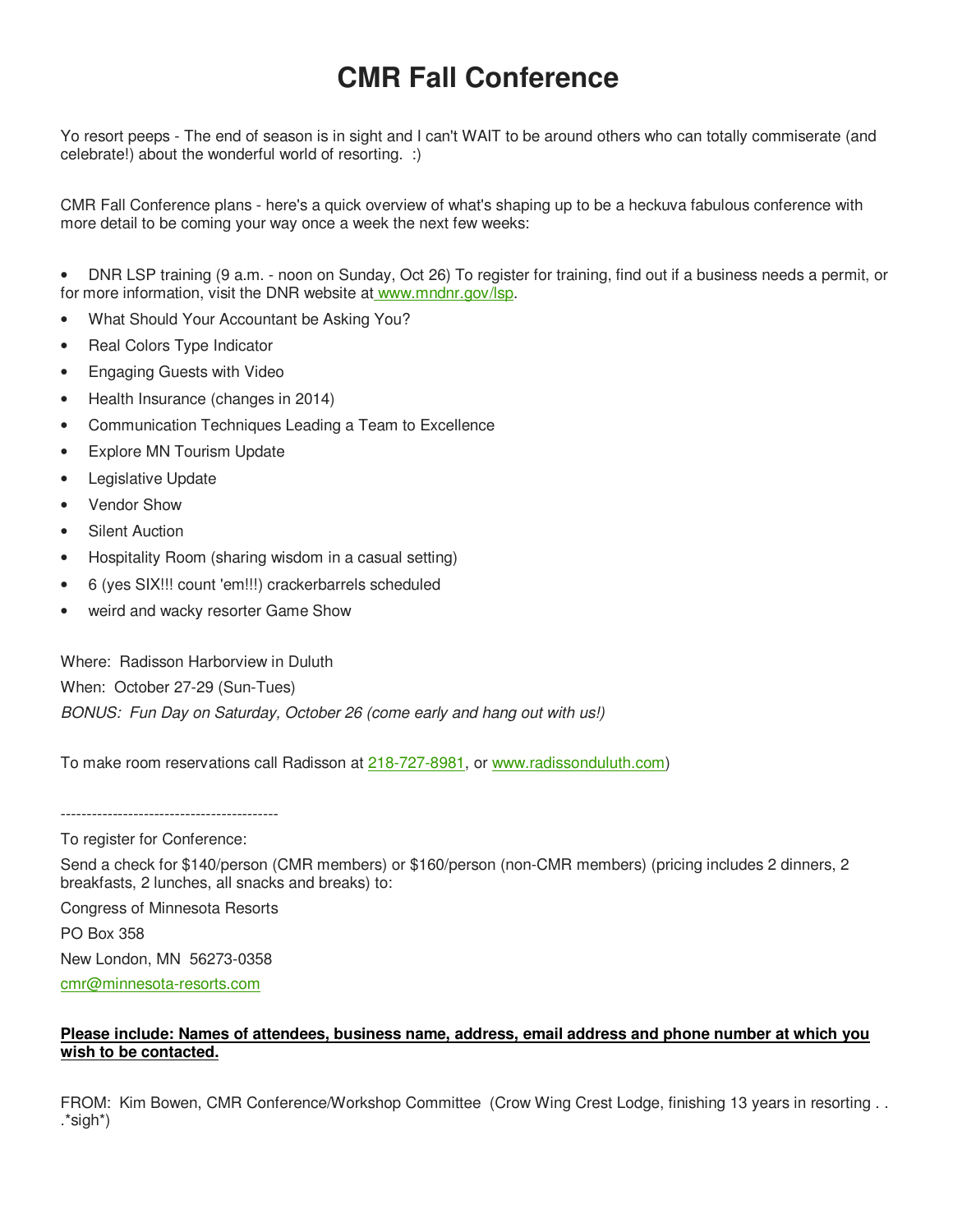# CMR Fall Conference

Yo resort peeps - The end of season is in sight and I can't WAIT to be around others who can totally commiserate (and celebrate!) about the wonderful world of resorting. :)

CMR Fall Conference plans - here's a quick overview of what's shaping up to be a heckuva fabulous conference with more detail to be coming your way once a week the next few weeks:

- DNR LSP training (9 a.m. - noon on Sunday, Oct 26) To register for training, find out if a business needs a permit, or for more information, visit the DNR website at www.mndnr.gov/lsp.
- What Should Your Accountant be Asking You?
- Real Colors Type Indicator
- Engaging Guests with Video
- Health Insurance (changes in 2014)
- Communication Techniques Leading a Team to Excellence
- Explore MN Tourism Update
- Legislative Update
- Vendor Show
- Silent Auction
- Hospitality Room (sharing wisdom in a casual setting)
- 6 (yes SIX!!! count 'em!!!) crackerbarrels scheduled
- weird and wacky resorter Game Show

Where: Radisson Harborview in Duluth

When: October 27-29 (Sun-Tues)

*BONUS: Fun Day on Saturday, October 26 (come early and hang out with us!)*

To make room reservations call Radisson at 218-727-8981, or www.radissonduluth.com)

------------------------------------------

To register for Conference:

Send a check for $140/person (CMR members) or $160/person (non-CMR members) (pricing includes 2 dinners, 2 breakfasts, 2 lunches, all snacks and breaks) to:

Congress of Minnesota Resorts

PO Box 358

New London, MN 56273-0358

cmr@minnesota-resorts.com

**Please include: Names of attendees, business name, address, email address and phone number at which you wish to be contacted.**

FROM: Kim Bowen, CMR Conference/Workshop Committee (Crow Wing Crest Lodge, finishing 13 years in resorting . . .*sigh*)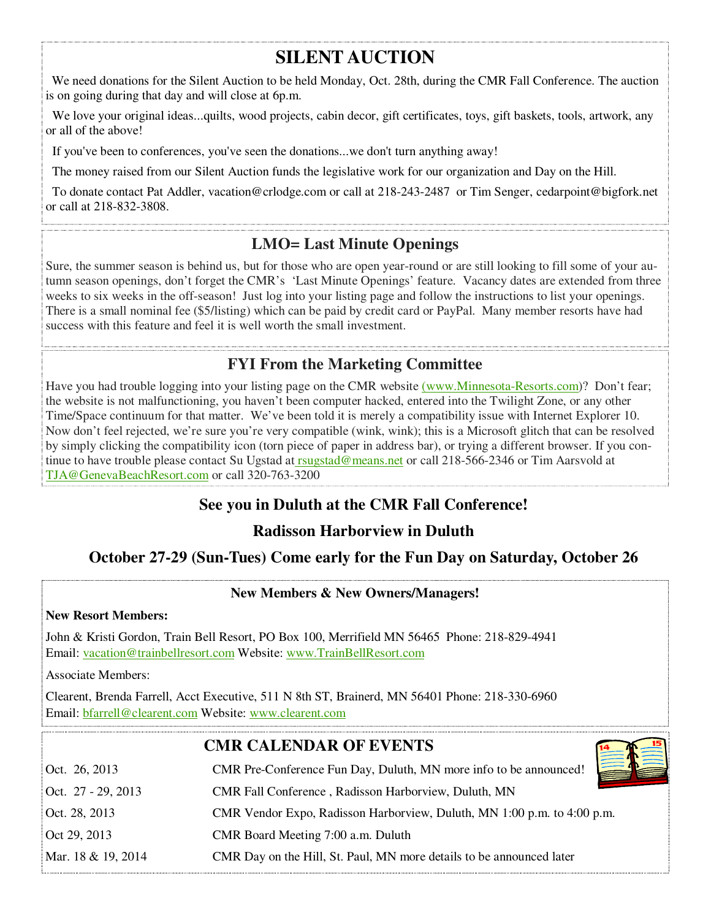## SILENT AUCTION

We need donations for the Silent Auction to be held Monday, Oct. 28th, during the CMR Fall Conference. The auction is on going during that day and will close at 6p.m.

We love your original ideas...quilts, wood projects, cabin decor, gift certificates, toys, gift baskets, tools, artwork, any or all of the above!

If you've been to conferences, you've seen the donations...we don't turn anything away!

The money raised from our Silent Auction funds the legislative work for our organization and Day on the Hill.

To donate contact Pat Addler, vacation@crlodge.com or call at 218-243-2487 or Tim Senger, cedarpoint@bigfork.net or call at 218-832-3808.

## LMO= Last Minute Openings

Sure, the summer season is behind us, but for those who are open year-round or are still looking to fill some of your autumn season openings, don't forget the CMR's 'Last Minute Openings' feature. Vacancy dates are extended from three weeks to six weeks in the off-season! Just log into your listing page and follow the instructions to list your openings. There is a small nominal fee ($5/listing) which can be paid by credit card or PayPal. Many member resorts have had success with this feature and feel it is well worth the small investment.

## FYI From the Marketing Committee

Have you had trouble logging into your listing page on the CMR website (www.Minnesota-Resorts.com)? Don't fear; the website is not malfunctioning, you haven't been computer hacked, entered into the Twilight Zone, or any other Time/Space continuum for that matter. We've been told it is merely a compatibility issue with Internet Explorer 10. Now don't feel rejected, we're sure you're very compatible (wink, wink); this is a Microsoft glitch that can be resolved by simply clicking the compatibility icon (torn piece of paper in address bar), or trying a different browser. If you continue to have trouble please contact Su Ugstad at rsugstad@means.net or call 218-566-2346 or Tim Aarsvold at TJA@GenevaBeachResort.com or call 320-763-3200

### See you in Duluth at the CMR Fall Conference!

### Radisson Harborview in Duluth

### October 27-29 (Sun-Tues) Come early for the Fun Day on Saturday, October 26

### New Members & New Owners/Managers!

**New Resort Members:**

John & Kristi Gordon, Train Bell Resort, PO Box 100, Merrifield MN 56465 Phone: 218-829-4941
Email: vacation@trainbellresort.com Website: www.TrainBellResort.com

Associate Members:

Clearent, Brenda Farrell, Acct Executive, 511 N 8th ST, Brainerd, MN 56401 Phone: 218-330-6960
Email: bfarrell@clearent.com Website: www.clearent.com

## CMR CALENDAR OF EVENTS

| | |
|---|---|
| Oct. 26, 2013 | CMR Pre-Conference Fun Day, Duluth, MN more info to be announced! |
| Oct. 27 - 29, 2013 | CMR Fall Conference , Radisson Harborview, Duluth, MN |
| Oct. 28, 2013 | CMR Vendor Expo, Radisson Harborview, Duluth, MN 1:00 p.m. to 4:00 p.m. |
| Oct 29, 2013 | CMR Board Meeting 7:00 a.m. Duluth |
| Mar. 18 & 19, 2014 | CMR Day on the Hill, St. Paul, MN more details to be announced later |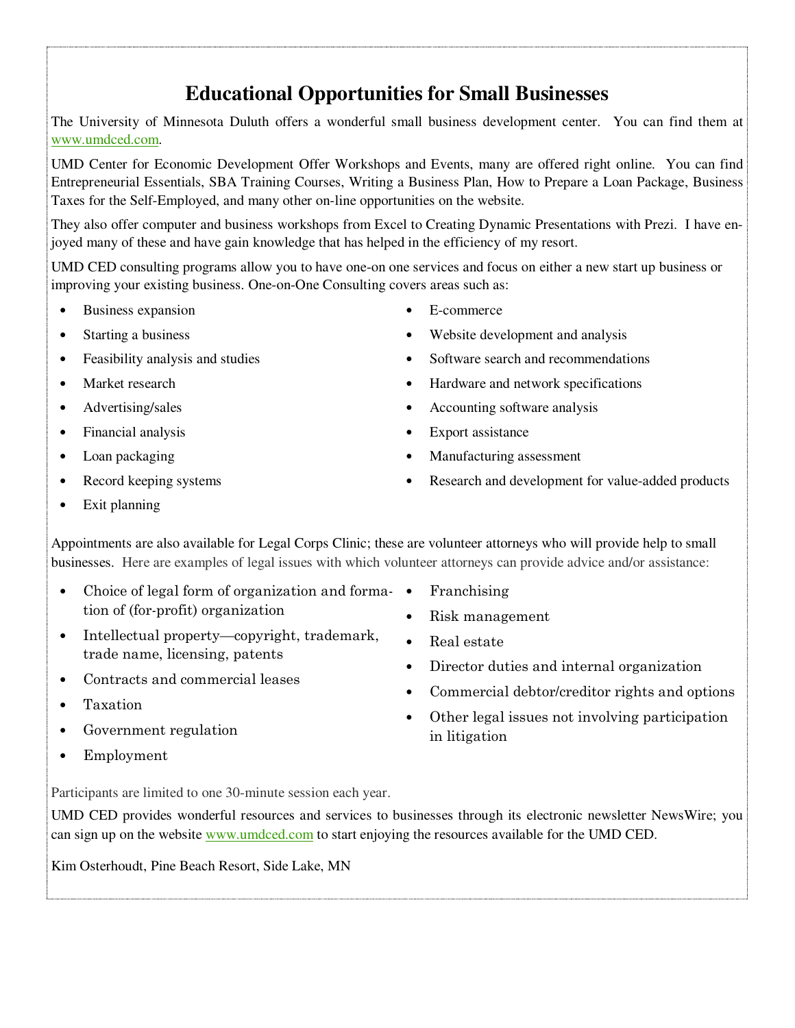# Educational Opportunities for Small Businesses

The University of Minnesota Duluth offers a wonderful small business development center. You can find them at www.umdced.com.

UMD Center for Economic Development Offer Workshops and Events, many are offered right online. You can find Entrepreneurial Essentials, SBA Training Courses, Writing a Business Plan, How to Prepare a Loan Package, Business Taxes for the Self-Employed, and many other on-line opportunities on the website.

They also offer computer and business workshops from Excel to Creating Dynamic Presentations with Prezi. I have enjoyed many of these and have gain knowledge that has helped in the efficiency of my resort.

UMD CED consulting programs allow you to have one-on one services and focus on either a new start up business or improving your existing business. One-on-One Consulting covers areas such as:

- Business expansion
- Starting a business
- Feasibility analysis and studies
- Market research
- Advertising/sales
- Financial analysis
- Loan packaging
- Record keeping systems
- Exit planning
- E-commerce
- Website development and analysis
- Software search and recommendations
- Hardware and network specifications
- Accounting software analysis
- Export assistance
- Manufacturing assessment
- Research and development for value-added products

Appointments are also available for Legal Corps Clinic; these are volunteer attorneys who will provide help to small businesses. Here are examples of legal issues with which volunteer attorneys can provide advice and/or assistance:

- Choice of legal form of organization and formation of (for-profit) organization
- Intellectual property—copyright, trademark, trade name, licensing, patents
- Contracts and commercial leases
- Taxation
- Government regulation
- Employment
- Franchising
- Risk management
- Real estate
- Director duties and internal organization
- Commercial debtor/creditor rights and options
- Other legal issues not involving participation in litigation

Participants are limited to one 30-minute session each year.

UMD CED provides wonderful resources and services to businesses through its electronic newsletter NewsWire; you can sign up on the website www.umdced.com to start enjoying the resources available for the UMD CED.

Kim Osterhoudt, Pine Beach Resort, Side Lake, MN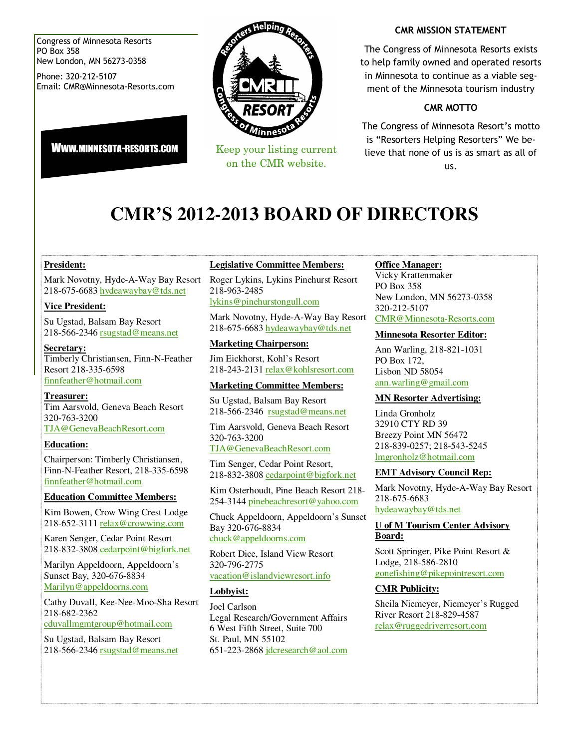Congress of Minnesota Resorts
PO Box 358
New London, MN 56273-0358

Phone: 320-212-5107
Email: CMR@Minnesota-Resorts.com

**WWW.MINNESOTA-RESORTS.COM**

Resorters Helping Resorters
CMR RESORT
Congress of Minnesota Resorts

Keep your listing current on the CMR website.

**CMR MISSION STATEMENT**

The Congress of Minnesota Resorts exists to help family owned and operated resorts in Minnesota to continue as a viable segment of the Minnesota tourism industry

**CMR MOTTO**

The Congress of Minnesota Resort's motto is "Resorters Helping Resorters" We believe that none of us is as smart as all of us.

# CMR'S 2012-2013 BOARD OF DIRECTORS

**President:**

Mark Novotny, Hyde-A-Way Bay Resort 218-675-6683 hydeawaybay@tds.net

**Vice President:**

Su Ugstad, Balsam Bay Resort
218-566-2346 rsugstad@means.net

**Secretary:**
Timberly Christiansen, Finn-N-Feather Resort 218-335-6598
finnfeather@hotmail.com

**Treasurer:**
Tim Aarsvold, Geneva Beach Resort
320-763-3200
TJA@GenevaBeachResort.com

**Education:**

Chairperson: Timberly Christiansen, Finn-N-Feather Resort, 218-335-6598
finnfeather@hotmail.com

**Education Committee Members:**

Kim Bowen, Crow Wing Crest Lodge
218-652-3111 relax@crowwing.com

Karen Senger, Cedar Point Resort
218-832-3808 cedarpoint@bigfork.net

Marilyn Appeldoorn, Appeldoorn's Sunset Bay, 320-676-8834
Marilyn@appeldoorns.com

Cathy Duvall, Kee-Nee-Moo-Sha Resort
218-682-2362
cduvallmgmtgroup@hotmail.com

Su Ugstad, Balsam Bay Resort
218-566-2346 rsugstad@means.net

**Legislative Committee Members:**

Roger Lykins, Lykins Pinehurst Resort
218-963-2485
lykins@pinehurstongull.com

Mark Novotny, Hyde-A-Way Bay Resort
218-675-6683 hydeawaybay@tds.net

**Marketing Chairperson:**

Jim Eickhorst, Kohl's Resort
218-243-2131 relax@kohlsresort.com

**Marketing Committee Members:**

Su Ugstad, Balsam Bay Resort
218-566-2346 rsugstad@means.net

Tim Aarsvold, Geneva Beach Resort
320-763-3200
TJA@GenevaBeachResort.com

Tim Senger, Cedar Point Resort,
218-832-3808 cedarpoint@bigfork.net

Kim Osterhoudt, Pine Beach Resort 218-254-3144 pinebeachresort@yahoo.com

Chuck Appeldoorn, Appeldoorn's Sunset Bay 320-676-8834
chuck@appeldoorns.com

Robert Dice, Island View Resort
320-796-2775
vacation@islandviewresort.info

**Lobbyist:**

Joel Carlson
Legal Research/Government Affairs
6 West Fifth Street, Suite 700
St. Paul, MN 55102
651-223-2868 jdcresearch@aol.com

**Office Manager:**
Vicky Krattenmaker
PO Box 358
New London, MN 56273-0358
320-212-5107
CMR@Minnesota-Resorts.com

**Minnesota Resorter Editor:**

Ann Warling, 218-821-1031
PO Box 172,
Lisbon ND 58054
ann.warling@gmail.com

**MN Resorter Advertising:**

Linda Gronholz
32910 CTY RD 39
Breezy Point MN 56472
218-839-0257; 218-543-5245
lmgronholz@hotmail.com

**EMT Advisory Council Rep:**

Mark Novotny, Hyde-A-Way Bay Resort
218-675-6683
hydeawaybay@tds.net

**U of M Tourism Center Advisory Board:**

Scott Springer, Pike Point Resort & Lodge, 218-586-2810
gonefishing@pikepointresort.com

**CMR Publicity:**

Sheila Niemeyer, Niemeyer's Rugged River Resort 218-829-4587
relax@ruggedriverresort.com